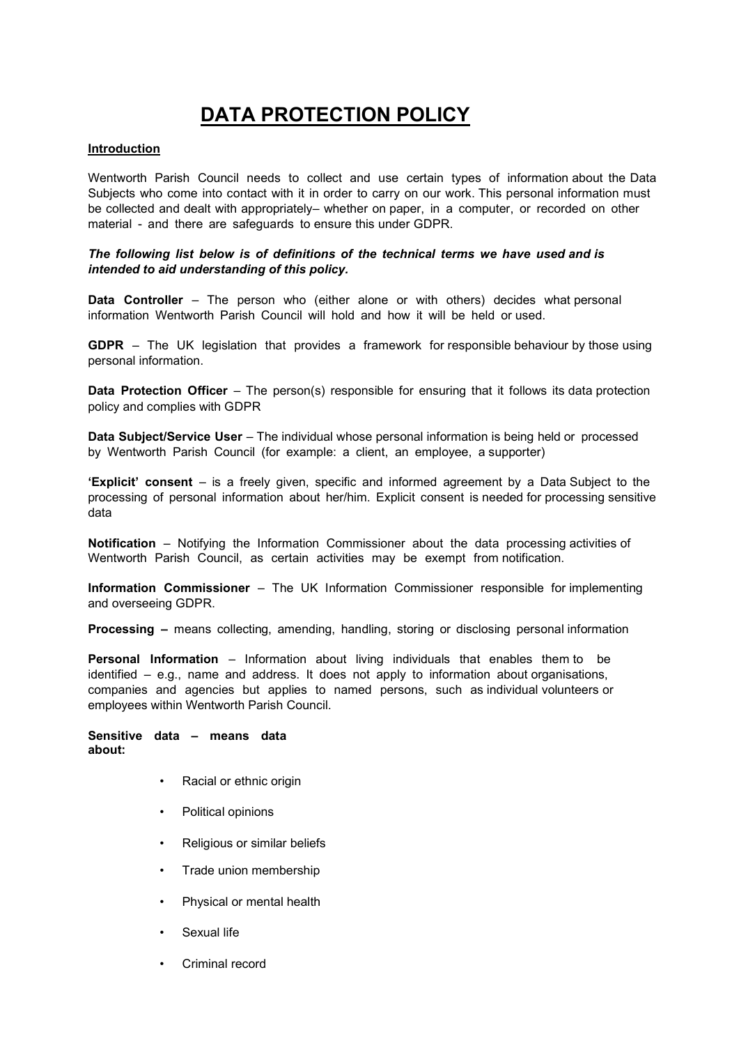# DATA PROTECTION POLICY

**Introduction**

Wentworth Parish Council needs to collect and use certain types of information about the Data Subjects who come into contact with it in order to carry on our work. This personal information must be collected and dealt with appropriately– whether on paper, in a computer, or recorded on other material - and there are safeguards to ensure this under GDPR.

***The following list below is of definitions of the technical terms we have used and is intended to aid understanding of this policy.***

**Data Controller** – The person who (either alone or with others) decides what personal information Wentworth Parish Council will hold and how it will be held or used.

**GDPR** – The UK legislation that provides a framework for responsible behaviour by those using personal information.

**Data Protection Officer** – The person(s) responsible for ensuring that it follows its data protection policy and complies with GDPR

**Data Subject/Service User** – The individual whose personal information is being held or processed by Wentworth Parish Council (for example: a client, an employee, a supporter)

**'Explicit' consent** – is a freely given, specific and informed agreement by a Data Subject to the processing of personal information about her/him. Explicit consent is needed for processing sensitive data

**Notification** – Notifying the Information Commissioner about the data processing activities of Wentworth Parish Council, as certain activities may be exempt from notification.

**Information Commissioner** – The UK Information Commissioner responsible for implementing and overseeing GDPR.

**Processing –** means collecting, amending, handling, storing or disclosing personal information

**Personal Information** – Information about living individuals that enables them to be identified – e.g., name and address. It does not apply to information about organisations, companies and agencies but applies to named persons, such as individual volunteers or employees within Wentworth Parish Council.

**Sensitive data – means data about:**

- Racial or ethnic origin
- Political opinions
- Religious or similar beliefs
- Trade union membership
- Physical or mental health
- Sexual life
- Criminal record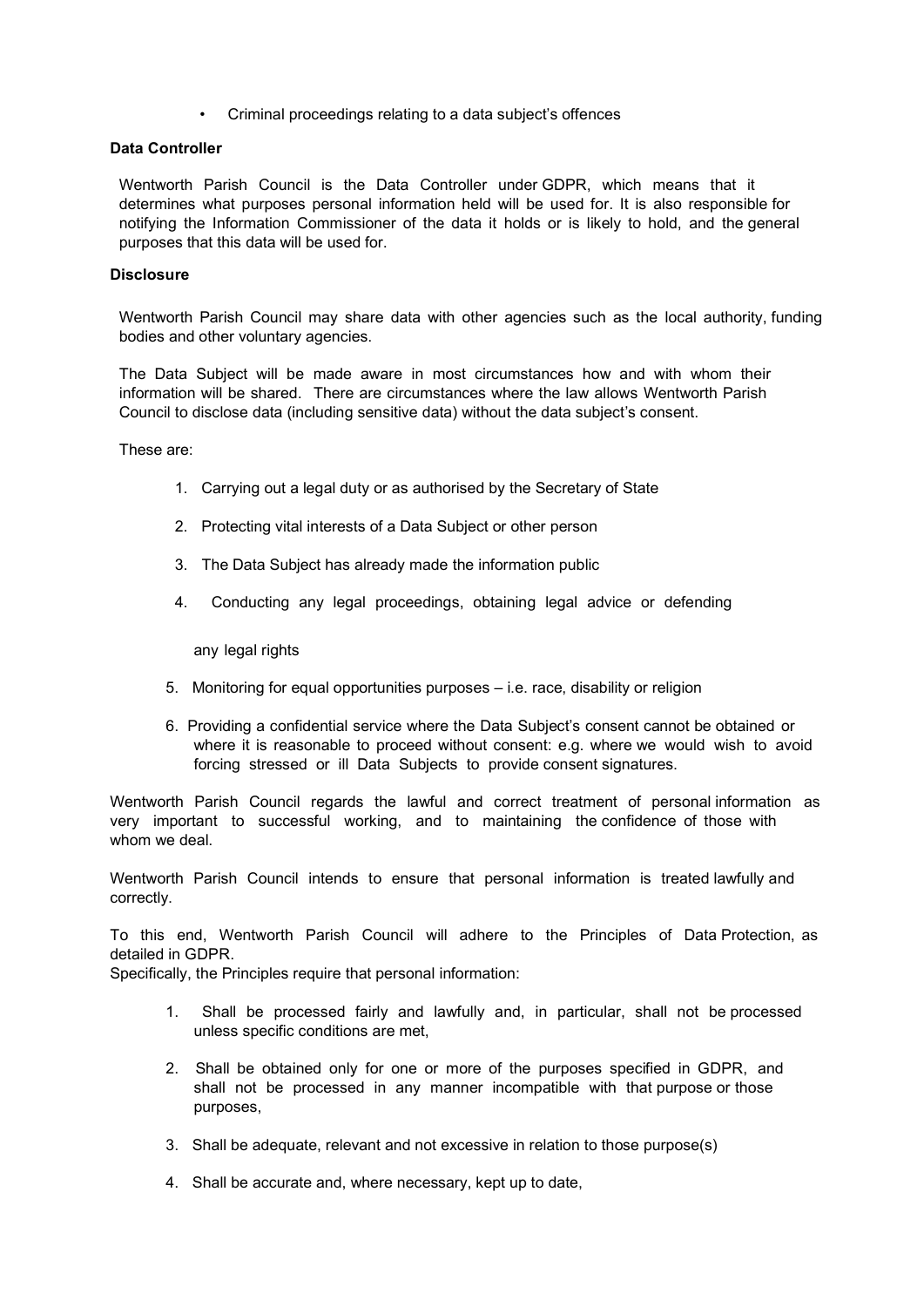- Criminal proceedings relating to a data subject's offences

**Data Controller**

Wentworth Parish Council is the Data Controller under GDPR, which means that it determines what purposes personal information held will be used for. It is also responsible for notifying the Information Commissioner of the data it holds or is likely to hold, and the general purposes that this data will be used for.

**Disclosure**

Wentworth Parish Council may share data with other agencies such as the local authority, funding bodies and other voluntary agencies.

The Data Subject will be made aware in most circumstances how and with whom their information will be shared. There are circumstances where the law allows Wentworth Parish Council to disclose data (including sensitive data) without the data subject's consent.

These are:

1. Carrying out a legal duty or as authorised by the Secretary of State
2. Protecting vital interests of a Data Subject or other person
3. The Data Subject has already made the information public
4. Conducting any legal proceedings, obtaining legal advice or defending any legal rights
5. Monitoring for equal opportunities purposes – i.e. race, disability or religion
6. Providing a confidential service where the Data Subject's consent cannot be obtained or where it is reasonable to proceed without consent: e.g. where we would wish to avoid forcing stressed or ill Data Subjects to provide consent signatures.

Wentworth Parish Council regards the lawful and correct treatment of personal information as very important to successful working, and to maintaining the confidence of those with whom we deal.

Wentworth Parish Council intends to ensure that personal information is treated lawfully and correctly.

To this end, Wentworth Parish Council will adhere to the Principles of Data Protection, as detailed in GDPR.
Specifically, the Principles require that personal information:

1. Shall be processed fairly and lawfully and, in particular, shall not be processed unless specific conditions are met,
2. Shall be obtained only for one or more of the purposes specified in GDPR, and shall not be processed in any manner incompatible with that purpose or those purposes,
3. Shall be adequate, relevant and not excessive in relation to those purpose(s)
4. Shall be accurate and, where necessary, kept up to date,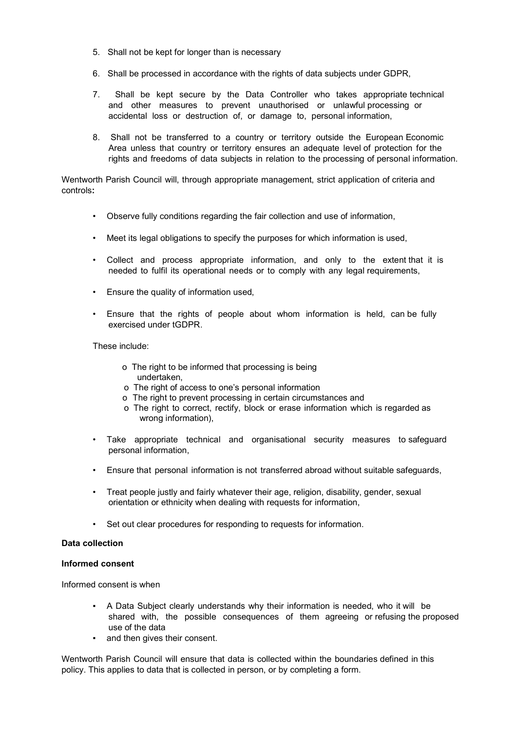5. Shall not be kept for longer than is necessary

6. Shall be processed in accordance with the rights of data subjects under GDPR,

7. Shall be kept secure by the Data Controller who takes appropriate technical and other measures to prevent unauthorised or unlawful processing or accidental loss or destruction of, or damage to, personal information,

8. Shall not be transferred to a country or territory outside the European Economic Area unless that country or territory ensures an adequate level of protection for the rights and freedoms of data subjects in relation to the processing of personal information.

Wentworth Parish Council will, through appropriate management, strict application of criteria and controls**:**

- Observe fully conditions regarding the fair collection and use of information,
- Meet its legal obligations to specify the purposes for which information is used,
- Collect and process appropriate information, and only to the extent that it is needed to fulfil its operational needs or to comply with any legal requirements,
- Ensure the quality of information used,
- Ensure that the rights of people about whom information is held, can be fully exercised under tGDPR.

  These include:

  - The right to be informed that processing is being undertaken,
  - The right of access to one's personal information
  - The right to prevent processing in certain circumstances and
  - The right to correct, rectify, block or erase information which is regarded as wrong information),

- Take appropriate technical and organisational security measures to safeguard personal information,
- Ensure that personal information is not transferred abroad without suitable safeguards,
- Treat people justly and fairly whatever their age, religion, disability, gender, sexual orientation or ethnicity when dealing with requests for information,
- Set out clear procedures for responding to requests for information.

**Data collection**

**Informed consent**

Informed consent is when

- A Data Subject clearly understands why their information is needed, who it will be shared with, the possible consequences of them agreeing or refusing the proposed use of the data
- and then gives their consent.

Wentworth Parish Council will ensure that data is collected within the boundaries defined in this policy. This applies to data that is collected in person, or by completing a form.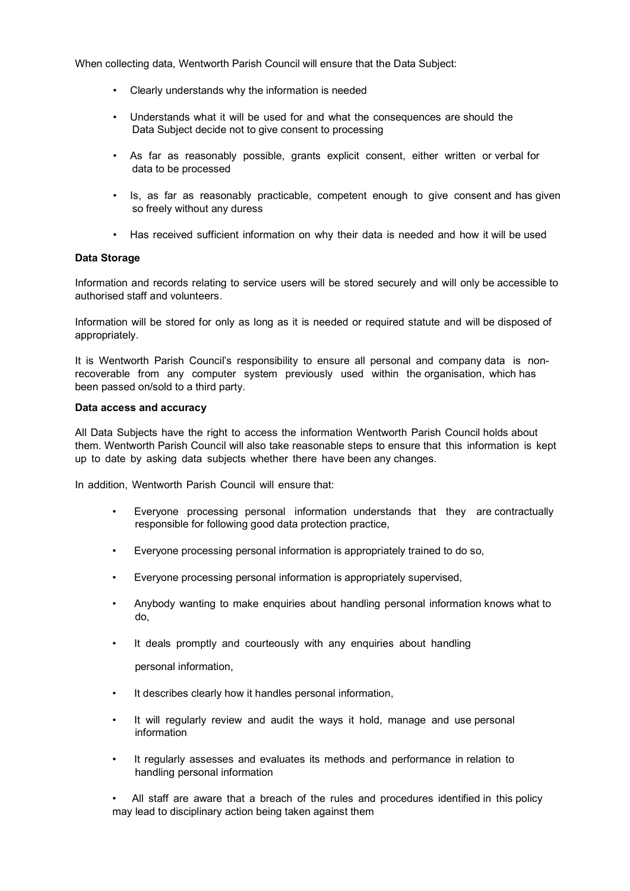When collecting data, Wentworth Parish Council will ensure that the Data Subject:

- Clearly understands why the information is needed
- Understands what it will be used for and what the consequences are should the Data Subject decide not to give consent to processing
- As far as reasonably possible, grants explicit consent, either written or verbal for data to be processed
- Is, as far as reasonably practicable, competent enough to give consent and has given so freely without any duress
- Has received sufficient information on why their data is needed and how it will be used

**Data Storage**

Information and records relating to service users will be stored securely and will only be accessible to authorised staff and volunteers.

Information will be stored for only as long as it is needed or required statute and will be disposed of appropriately.

It is Wentworth Parish Council's responsibility to ensure all personal and company data is non-recoverable from any computer system previously used within the organisation, which has been passed on/sold to a third party.

**Data access and accuracy**

All Data Subjects have the right to access the information Wentworth Parish Council holds about them. Wentworth Parish Council will also take reasonable steps to ensure that this information is kept up to date by asking data subjects whether there have been any changes.

In addition, Wentworth Parish Council will ensure that:

- Everyone processing personal information understands that they are contractually responsible for following good data protection practice,
- Everyone processing personal information is appropriately trained to do so,
- Everyone processing personal information is appropriately supervised,
- Anybody wanting to make enquiries about handling personal information knows what to do,
- It deals promptly and courteously with any enquiries about handling personal information,
- It describes clearly how it handles personal information,
- It will regularly review and audit the ways it hold, manage and use personal information
- It regularly assesses and evaluates its methods and performance in relation to handling personal information
- All staff are aware that a breach of the rules and procedures identified in this policy may lead to disciplinary action being taken against them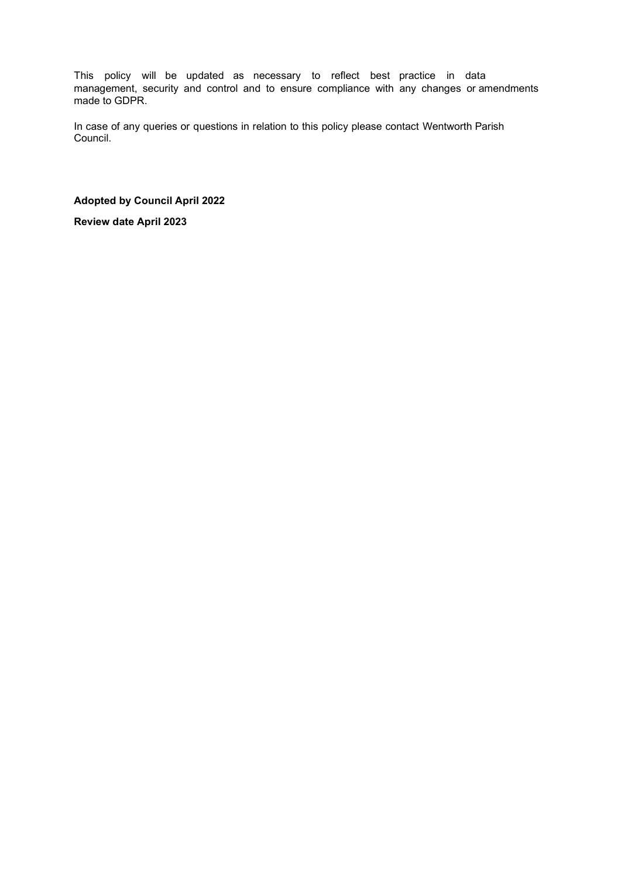This policy will be updated as necessary to reflect best practice in data management, security and control and to ensure compliance with any changes or amendments made to GDPR.

In case of any queries or questions in relation to this policy please contact Wentworth Parish Council.

**Adopted by Council April 2022**

**Review date April 2023**